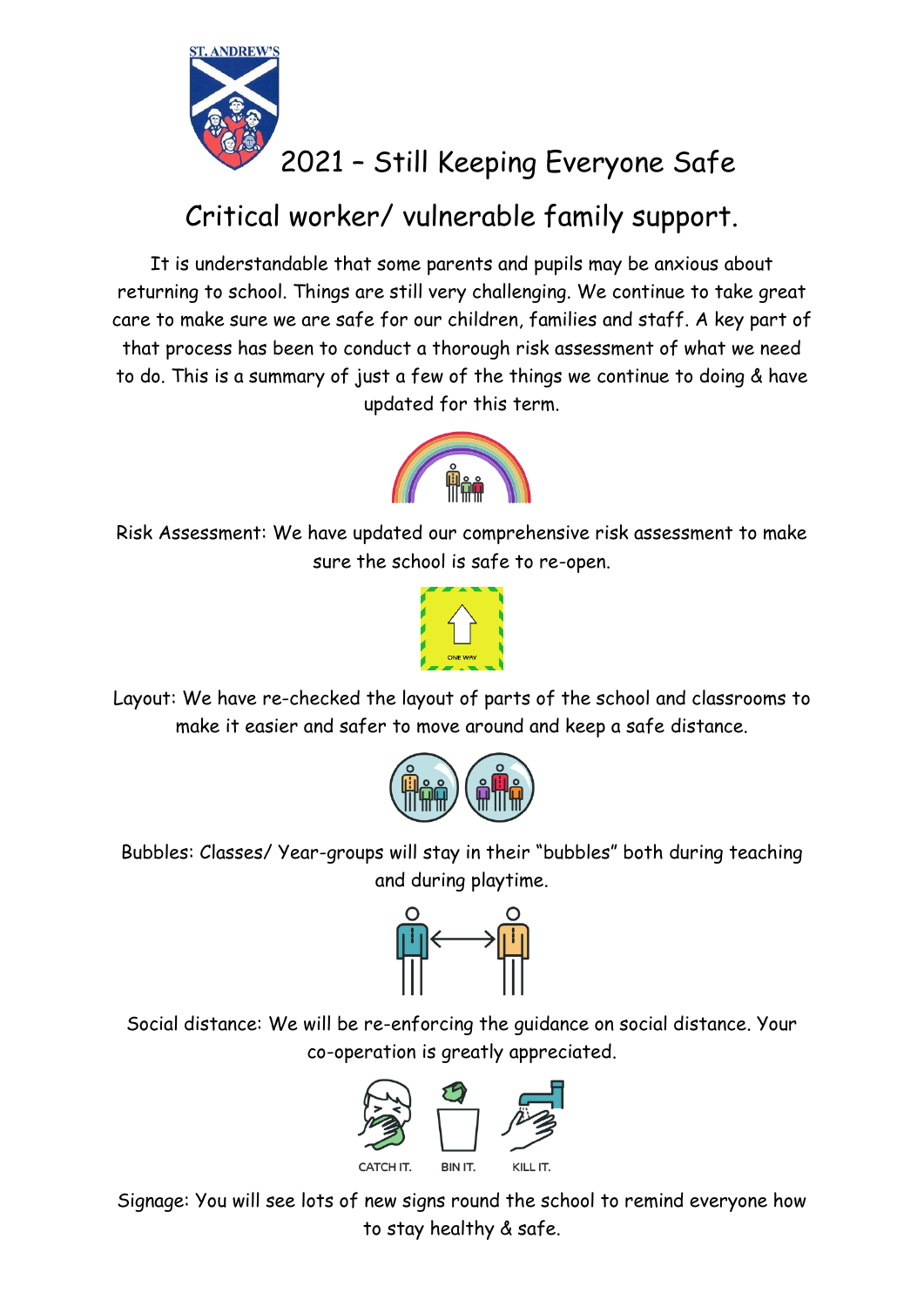# 2021 – Still Keeping Everyone Safe

## Critical worker/ vulnerable family support.

It is understandable that some parents and pupils may be anxious about returning to school. Things are still very challenging. We continue to take great care to make sure we are safe for our children, families and staff. A key part of that process has been to conduct a thorough risk assessment of what we need to do. This is a summary of just a few of the things we continue to doing & have updated for this term.

Risk Assessment: We have updated our comprehensive risk assessment to make sure the school is safe to re-open.

Layout: We have re-checked the layout of parts of the school and classrooms to make it easier and safer to move around and keep a safe distance.

Bubbles: Classes/ Year-groups will stay in their "bubbles" both during teaching and during playtime.

Social distance: We will be re-enforcing the guidance on social distance. Your co-operation is greatly appreciated.

CATCH IT. BIN IT. KILL IT.

Signage: You will see lots of new signs round the school to remind everyone how to stay healthy & safe.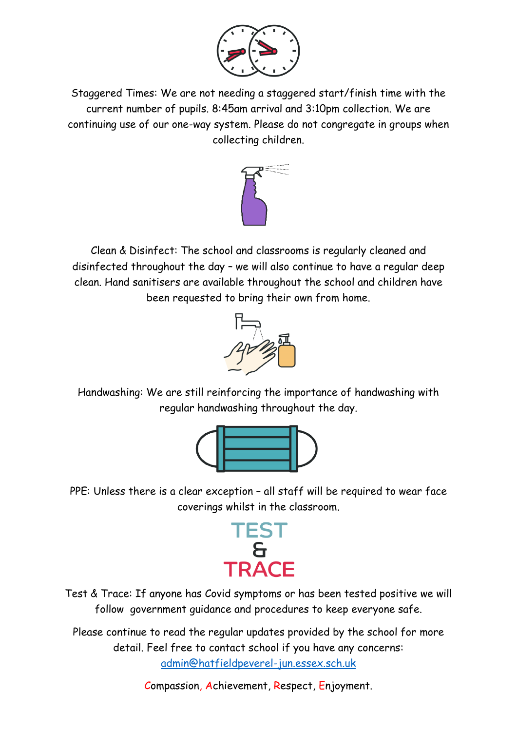Staggered Times: We are not needing a staggered start/finish time with the current number of pupils. 8:45am arrival and 3:10pm collection. We are continuing use of our one-way system. Please do not congregate in groups when collecting children.

Clean & Disinfect: The school and classrooms is regularly cleaned and disinfected throughout the day – we will also continue to have a regular deep clean. Hand sanitisers are available throughout the school and children have been requested to bring their own from home.

Handwashing: We are still reinforcing the importance of handwashing with regular handwashing throughout the day.

PPE: Unless there is a clear exception – all staff will be required to wear face coverings whilst in the classroom.

TEST
&
TRACE

Test & Trace: If anyone has Covid symptoms or has been tested positive we will follow government guidance and procedures to keep everyone safe.

Please continue to read the regular updates provided by the school for more detail. Feel free to contact school if you have any concerns: admin@hatfieldpeverel-jun.essex.sch.uk

Compassion, Achievement, Respect, Enjoyment.